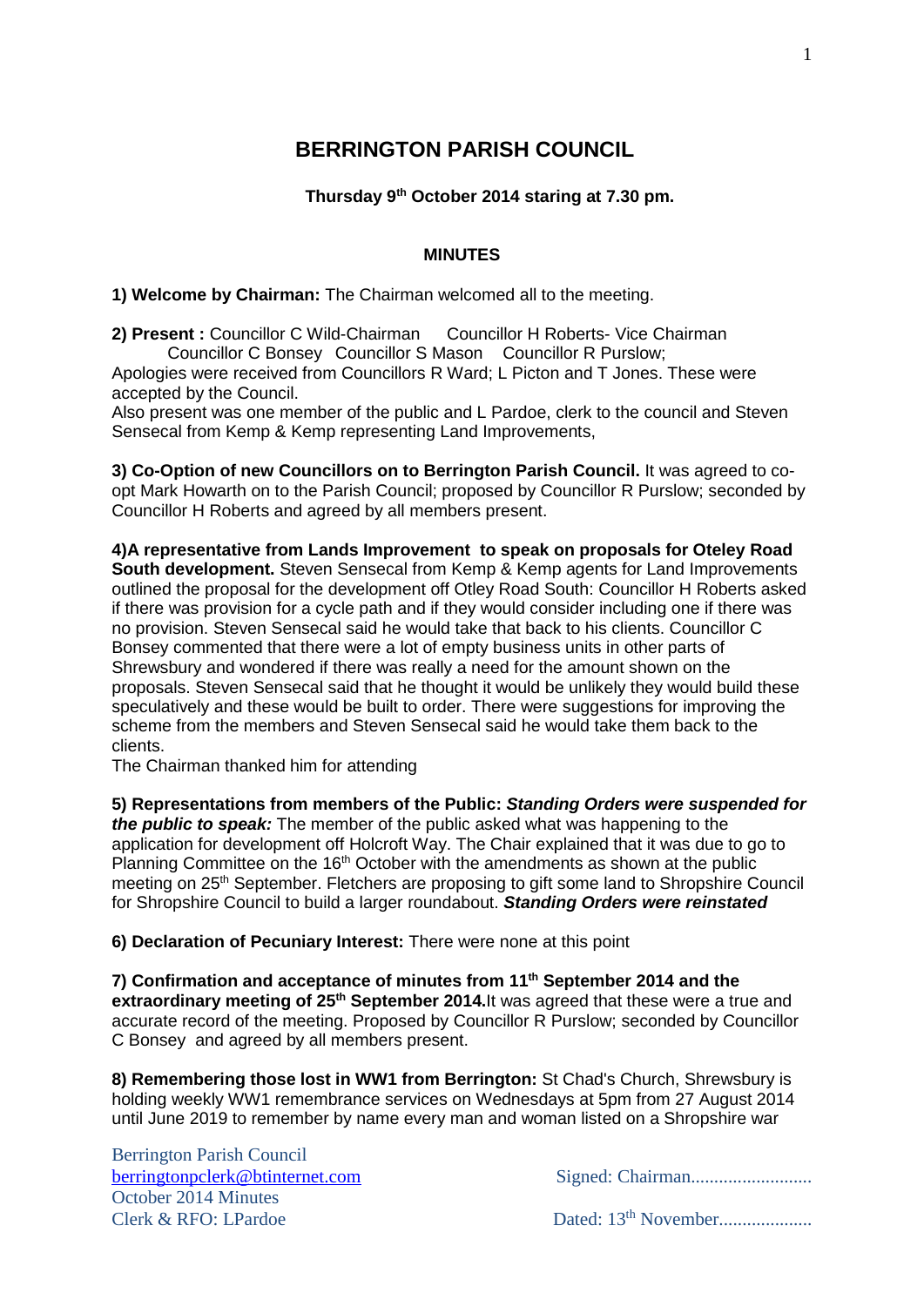# BERRINGTON PARISH COUNCIL

**Thursday 9th October 2014 staring at 7.30 pm.**

**MINUTES**

**1) Welcome by Chairman:** The Chairman welcomed all to the meeting.

**2) Present :** Councillor C Wild-Chairman Councillor H Roberts- Vice Chairman Councillor C Bonsey Councillor S Mason Councillor R Purslow;
Apologies were received from Councillors R Ward; L Picton and T Jones. These were accepted by the Council.
Also present was one member of the public and L Pardoe, clerk to the council and Steven Sensecal from Kemp & Kemp representing Land Improvements,

**3) Co-Option of new Councillors on to Berrington Parish Council.** It was agreed to co-opt Mark Howarth on to the Parish Council; proposed by Councillor R Purslow; seconded by Councillor H Roberts and agreed by all members present.

**4)A representative from Lands Improvement to speak on proposals for Oteley Road South development.** Steven Sensecal from Kemp & Kemp agents for Land Improvements outlined the proposal for the development off Otley Road South: Councillor H Roberts asked if there was provision for a cycle path and if they would consider including one if there was no provision. Steven Sensecal said he would take that back to his clients. Councillor C Bonsey commented that there were a lot of empty business units in other parts of Shrewsbury and wondered if there was really a need for the amount shown on the proposals. Steven Sensecal said that he thought it would be unlikely they would build these speculatively and these would be built to order. There were suggestions for improving the scheme from the members and Steven Sensecal said he would take them back to the clients.
The Chairman thanked him for attending

**5) Representations from members of the Public:** ***Standing Orders were suspended for the public to speak:*** The member of the public asked what was happening to the application for development off Holcroft Way. The Chair explained that it was due to go to Planning Committee on the 16th October with the amendments as shown at the public meeting on 25th September. Fletchers are proposing to gift some land to Shropshire Council for Shropshire Council to build a larger roundabout. ***Standing Orders were reinstated***

**6) Declaration of Pecuniary Interest:** There were none at this point

**7) Confirmation and acceptance of minutes from 11th September 2014 and the extraordinary meeting of 25th September 2014.** It was agreed that these were a true and accurate record of the meeting. Proposed by Councillor R Purslow; seconded by Councillor C Bonsey and agreed by all members present.

**8) Remembering those lost in WW1 from Berrington:** St Chad's Church, Shrewsbury is holding weekly WW1 remembrance services on Wednesdays at 5pm from 27 August 2014 until June 2019 to remember by name every man and woman listed on a Shropshire war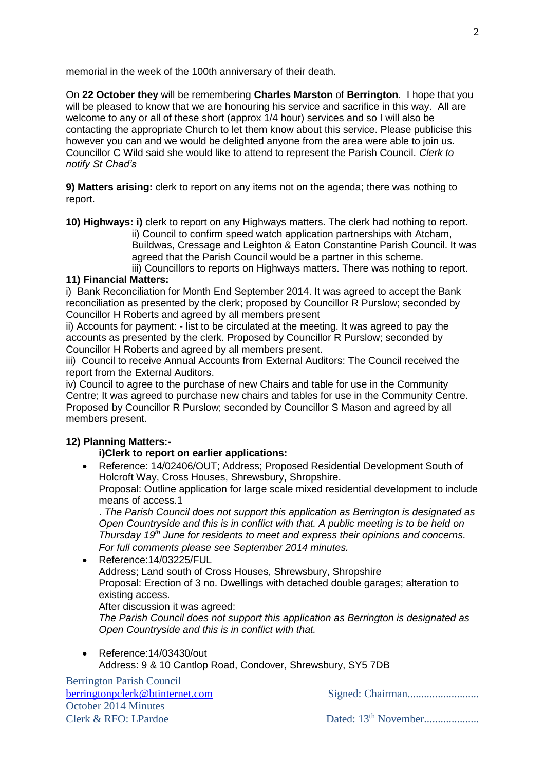memorial in the week of the 100th anniversary of their death.

On **22 October they** will be remembering **Charles Marston** of **Berrington**. I hope that you will be pleased to know that we are honouring his service and sacrifice in this way. All are welcome to any or all of these short (approx 1/4 hour) services and so I will also be contacting the appropriate Church to let them know about this service. Please publicise this however you can and we would be delighted anyone from the area were able to join us. Councillor C Wild said she would like to attend to represent the Parish Council. *Clerk to notify St Chad's*

**9) Matters arising:** clerk to report on any items not on the agenda; there was nothing to report.

**10) Highways: i)** clerk to report on any Highways matters. The clerk had nothing to report.

ii) Council to confirm speed watch application partnerships with Atcham, Buildwas, Cressage and Leighton & Eaton Constantine Parish Council. It was agreed that the Parish Council would be a partner in this scheme.

iii) Councillors to reports on Highways matters. There was nothing to report.

**11) Financial Matters:**

i) Bank Reconciliation for Month End September 2014. It was agreed to accept the Bank reconciliation as presented by the clerk; proposed by Councillor R Purslow; seconded by Councillor H Roberts and agreed by all members present

ii) Accounts for payment: - list to be circulated at the meeting. It was agreed to pay the accounts as presented by the clerk. Proposed by Councillor R Purslow; seconded by Councillor H Roberts and agreed by all members present.

iii) Council to receive Annual Accounts from External Auditors: The Council received the report from the External Auditors.

iv) Council to agree to the purchase of new Chairs and table for use in the Community Centre; It was agreed to purchase new chairs and tables for use in the Community Centre. Proposed by Councillor R Purslow; seconded by Councillor S Mason and agreed by all members present.

**12) Planning Matters:-**

**i)Clerk to report on earlier applications:**

- Reference: 14/02406/OUT; Address; Proposed Residential Development South of Holcroft Way, Cross Houses, Shrewsbury, Shropshire.
  Proposal: Outline application for large scale mixed residential development to include means of access.1
  . *The Parish Council does not support this application as Berrington is designated as Open Countryside and this is in conflict with that. A public meeting is to be held on Thursday 19th June for residents to meet and express their opinions and concerns. For full comments please see September 2014 minutes.*
- Reference:14/03225/FUL
  Address; Land south of Cross Houses, Shrewsbury, Shropshire
  Proposal: Erection of 3 no. Dwellings with detached double garages; alteration to existing access.
  After discussion it was agreed:
  *The Parish Council does not support this application as Berrington is designated as Open Countryside and this is in conflict with that.*
- Reference:14/03430/out
  Address: 9 & 10 Cantlop Road, Condover, Shrewsbury, SY5 7DB

Berrington Parish Council
berringtonpclerk@btinternet.com
October 2014 Minutes
Clerk & RFO: LPardoe

Signed: Chairman..........................

Dated: 13th November....................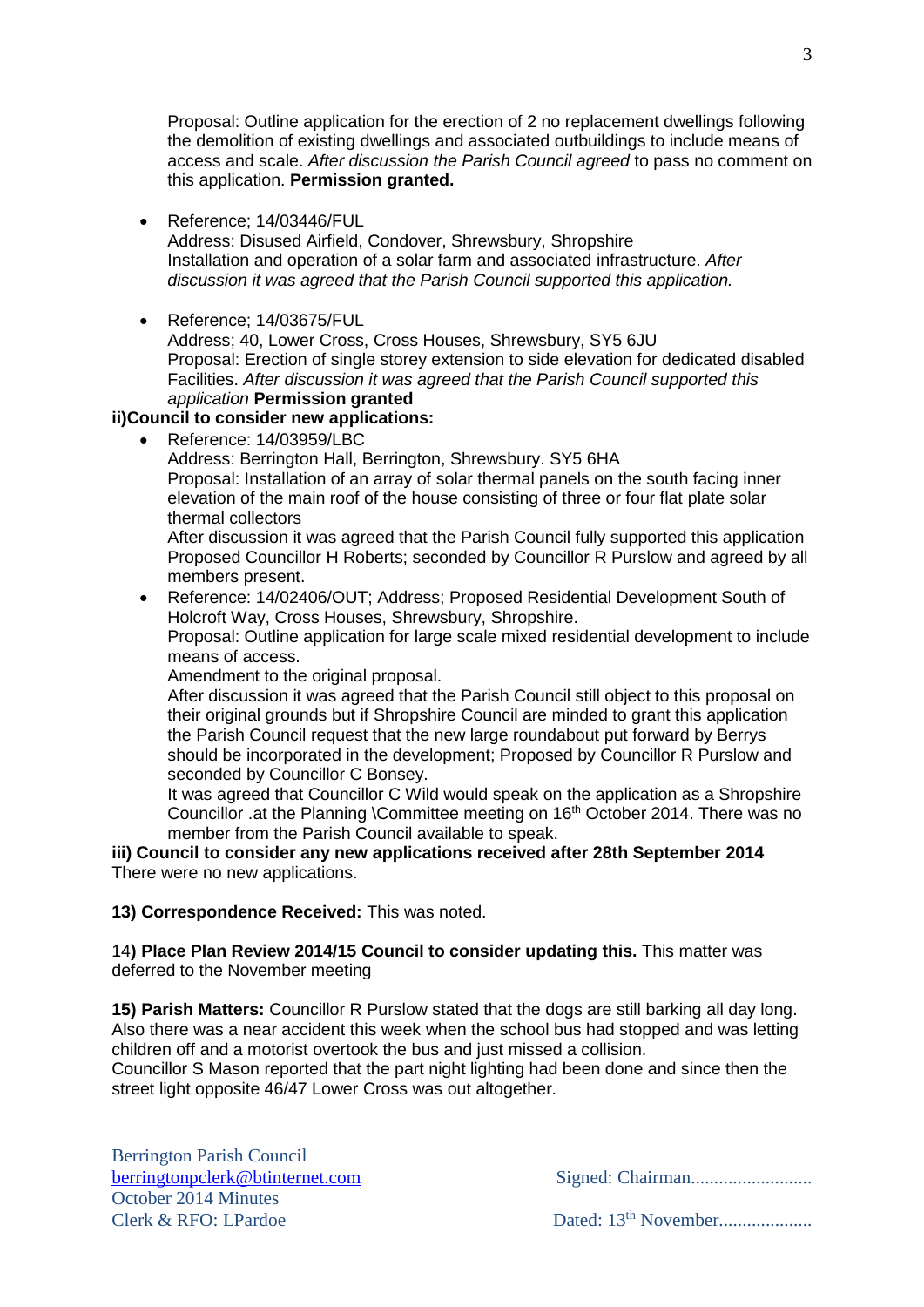Proposal: Outline application for the erection of 2 no replacement dwellings following the demolition of existing dwellings and associated outbuildings to include means of access and scale. *After discussion the Parish Council agreed* to pass no comment on this application. **Permission granted.**

- Reference; 14/03446/FUL
  Address: Disused Airfield, Condover, Shrewsbury, Shropshire
  Installation and operation of a solar farm and associated infrastructure. *After discussion it was agreed that the Parish Council supported this application.*

- Reference; 14/03675/FUL
  Address; 40, Lower Cross, Cross Houses, Shrewsbury, SY5 6JU
  Proposal: Erection of single storey extension to side elevation for dedicated disabled Facilities. *After discussion it was agreed that the Parish Council supported this application* **Permission granted**

**ii)Council to consider new applications:**

- Reference: 14/03959/LBC
  Address: Berrington Hall, Berrington, Shrewsbury. SY5 6HA
  Proposal: Installation of an array of solar thermal panels on the south facing inner elevation of the main roof of the house consisting of three or four flat plate solar thermal collectors
  After discussion it was agreed that the Parish Council fully supported this application Proposed Councillor H Roberts; seconded by Councillor R Purslow and agreed by all members present.
- Reference: 14/02406/OUT; Address; Proposed Residential Development South of Holcroft Way, Cross Houses, Shrewsbury, Shropshire.
  Proposal: Outline application for large scale mixed residential development to include means of access.
  Amendment to the original proposal.
  After discussion it was agreed that the Parish Council still object to this proposal on their original grounds but if Shropshire Council are minded to grant this application the Parish Council request that the new large roundabout put forward by Berrys should be incorporated in the development; Proposed by Councillor R Purslow and seconded by Councillor C Bonsey.
  It was agreed that Councillor C Wild would speak on the application as a Shropshire Councillor .at the Planning \Committee meeting on 16th October 2014. There was no member from the Parish Council available to speak.

**iii) Council to consider any new applications received after 28th September 2014**
There were no new applications.

**13) Correspondence Received:** This was noted.

14**) Place Plan Review 2014/15 Council to consider updating this.** This matter was deferred to the November meeting

**15) Parish Matters:** Councillor R Purslow stated that the dogs are still barking all day long. Also there was a near accident this week when the school bus had stopped and was letting children off and a motorist overtook the bus and just missed a collision.
Councillor S Mason reported that the part night lighting had been done and since then the street light opposite 46/47 Lower Cross was out altogether.

Berrington Parish Council
berringtonpclerk@btinternet.com
October 2014 Minutes
Clerk & RFO: LPardoe

Signed: Chairman..........................

Dated: 13th November....................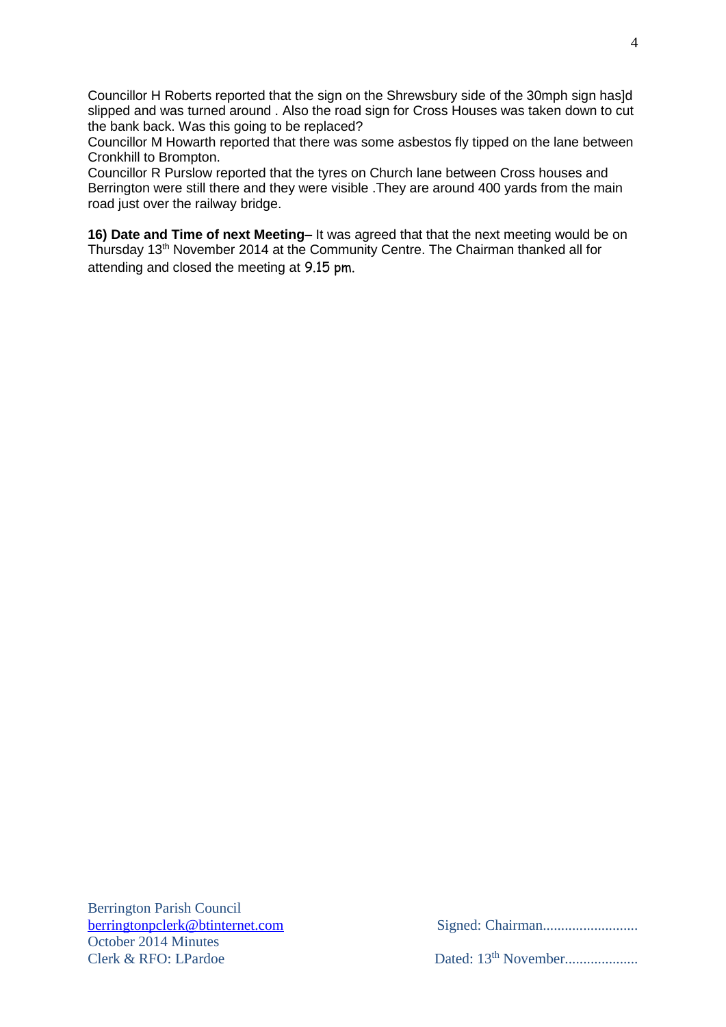Councillor H Roberts reported that the sign on the Shrewsbury side of the 30mph sign has]d slipped and was turned around . Also the road sign for Cross Houses was taken down to cut the bank back. Was this going to be replaced?
Councillor M Howarth reported that there was some asbestos fly tipped on the lane between Cronkhill to Brompton.
Councillor R Purslow reported that the tyres on Church lane between Cross houses and Berrington were still there and they were visible .They are around 400 yards from the main road just over the railway bridge.

**16) Date and Time of next Meeting–** It was agreed that that the next meeting would be on Thursday 13th November 2014 at the Community Centre. The Chairman thanked all for attending and closed the meeting at 9.15 pm.

Berrington Parish Council
berringtonpclerk@btinternet.com
October 2014 Minutes
Clerk & RFO: LPardoe

Signed: Chairman..........................

Dated: 13th November....................